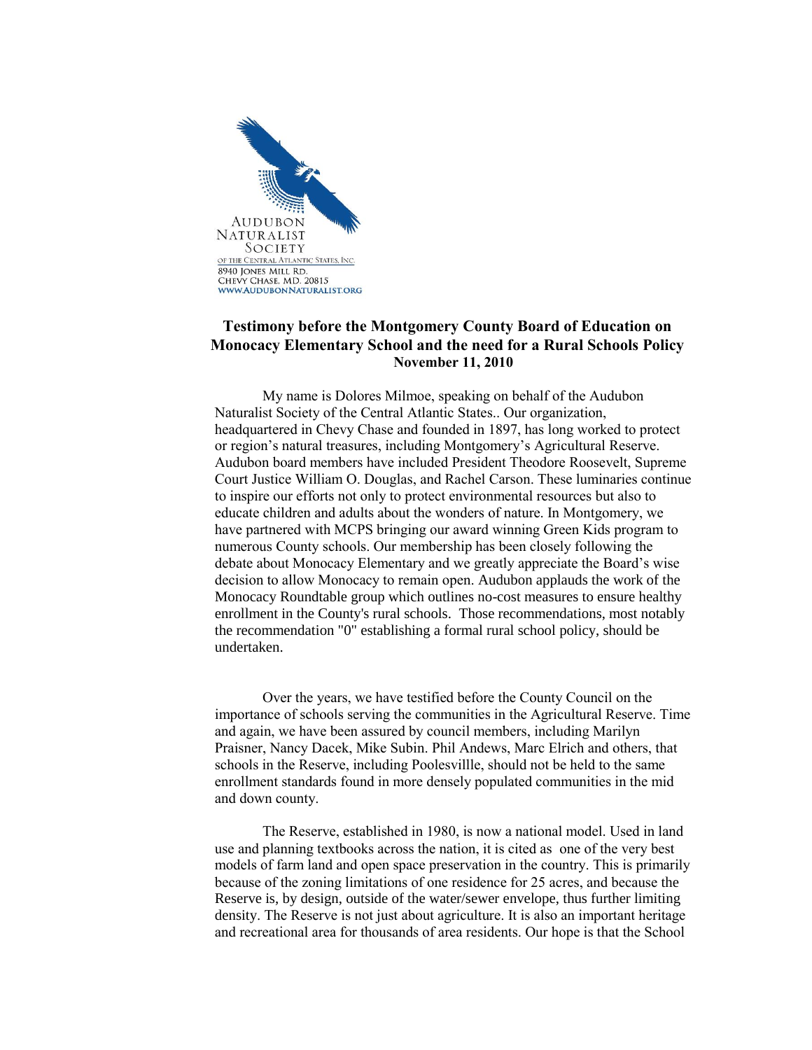AUDUBON
NATURALIST
SOCIETY
OF THE CENTRAL ATLANTIC STATES, INC.
8940 JONES MILL RD.
CHEVY CHASE, MD. 20815
WWW.AUDUBONNATURALIST.ORG

**Testimony before the Montgomery County Board of Education on Monocacy Elementary School and the need for a Rural Schools Policy**
**November 11, 2010**

My name is Dolores Milmoe, speaking on behalf of the Audubon Naturalist Society of the Central Atlantic States.. Our organization, headquartered in Chevy Chase and founded in 1897, has long worked to protect or region's natural treasures, including Montgomery's Agricultural Reserve. Audubon board members have included President Theodore Roosevelt, Supreme Court Justice William O. Douglas, and Rachel Carson. These luminaries continue to inspire our efforts not only to protect environmental resources but also to educate children and adults about the wonders of nature. In Montgomery, we have partnered with MCPS bringing our award winning Green Kids program to numerous County schools. Our membership has been closely following the debate about Monocacy Elementary and we greatly appreciate the Board's wise decision to allow Monocacy to remain open. Audubon applauds the work of the Monocacy Roundtable group which outlines no-cost measures to ensure healthy enrollment in the County's rural schools. Those recommendations, most notably the recommendation "0" establishing a formal rural school policy, should be undertaken.

Over the years, we have testified before the County Council on the importance of schools serving the communities in the Agricultural Reserve. Time and again, we have been assured by council members, including Marilyn Praisner, Nancy Dacek, Mike Subin. Phil Andews, Marc Elrich and others, that schools in the Reserve, including Poolesvillle, should not be held to the same enrollment standards found in more densely populated communities in the mid and down county.

The Reserve, established in 1980, is now a national model. Used in land use and planning textbooks across the nation, it is cited as one of the very best models of farm land and open space preservation in the country. This is primarily because of the zoning limitations of one residence for 25 acres, and because the Reserve is, by design, outside of the water/sewer envelope, thus further limiting density. The Reserve is not just about agriculture. It is also an important heritage and recreational area for thousands of area residents. Our hope is that the School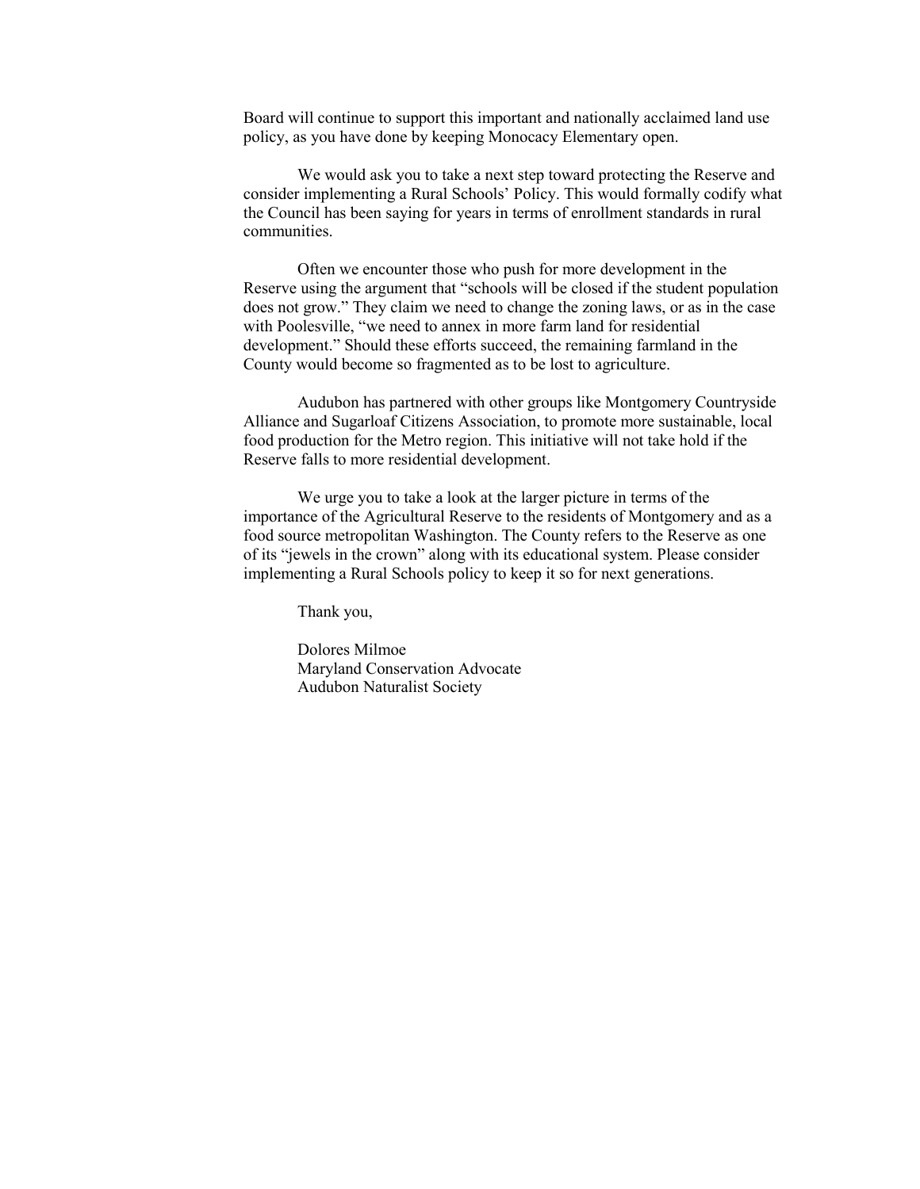Board will continue to support this important and nationally acclaimed land use policy, as you have done by keeping Monocacy Elementary open.

We would ask you to take a next step toward protecting the Reserve and consider implementing a Rural Schools' Policy. This would formally codify what the Council has been saying for years in terms of enrollment standards in rural communities.

Often we encounter those who push for more development in the Reserve using the argument that "schools will be closed if the student population does not grow." They claim we need to change the zoning laws, or as in the case with Poolesville, "we need to annex in more farm land for residential development." Should these efforts succeed, the remaining farmland in the County would become so fragmented as to be lost to agriculture.

Audubon has partnered with other groups like Montgomery Countryside Alliance and Sugarloaf Citizens Association, to promote more sustainable, local food production for the Metro region. This initiative will not take hold if the Reserve falls to more residential development.

We urge you to take a look at the larger picture in terms of the importance of the Agricultural Reserve to the residents of Montgomery and as a food source metropolitan Washington. The County refers to the Reserve as one of its "jewels in the crown" along with its educational system. Please consider implementing a Rural Schools policy to keep it so for next generations.

Thank you,

Dolores Milmoe
Maryland Conservation Advocate
Audubon Naturalist Society